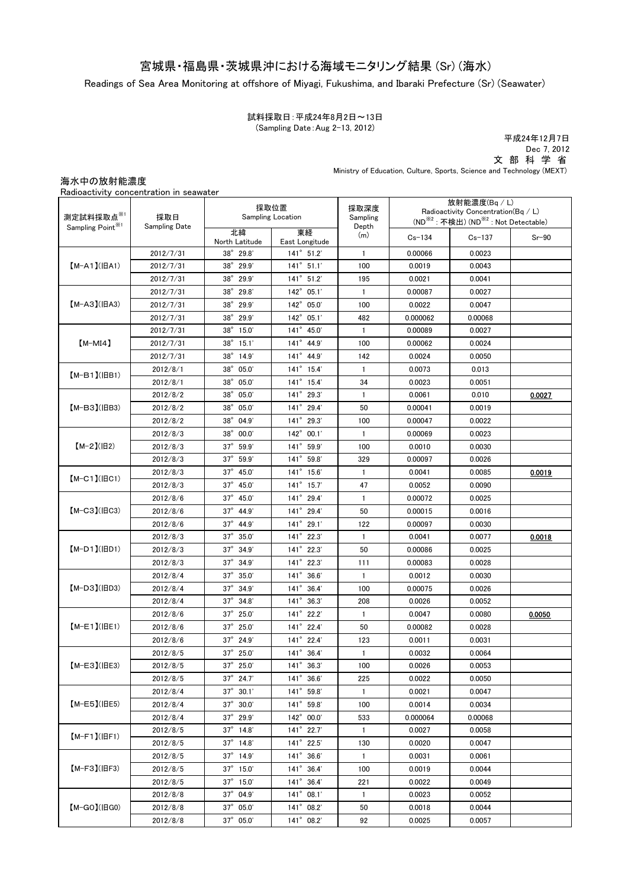# 宮城県・福島県・茨城県沖における海域モニタリング結果（Sr）（海水）

Readings of Sea Area Monitoring at offshore of Miyagi, Fukushima, and Ibaraki Prefecture (Sr) (Seawater)

試料採取日：平成24年8月2日～13日
(Sampling Date：Aug 2-13, 2012)

平成24年12月7日
Dec 7, 2012
文 部 科 学 省
Ministry of Education, Culture, Sports, Science and Technology (MEXT)

海水中の放射能濃度
Radioactivity concentration in seawater

| 測定試料採取点※1 Sampling Point※1 | 採取日 Sampling Date | 採取位置 Sampling Location | | 採取深度 Sampling Depth (m) | 放射能濃度(Bq / L) Radioactivity Concentration(Bq / L) (ND※2：不検出) (ND※2 : Not Detectable) | | |
|---|---|---|---|---|---|---|---|
| | | 北緯 North Latitude | 東経 East Longitude | | Cs-134 | Cs-137 | Sr-90 |
| 【M-A1】(旧A1) | 2012/7/31 | 38° 29.8' | 141° 51.2' | 1 | 0.00066 | 0.0023 | |
| | 2012/7/31 | 38° 29.9' | 141° 51.1' | 100 | 0.0019 | 0.0043 | |
| | 2012/7/31 | 38° 29.9' | 141° 51.2' | 195 | 0.0021 | 0.0041 | |
| 【M-A3】(旧A3) | 2012/7/31 | 38° 29.8' | 142° 05.1' | 1 | 0.00087 | 0.0027 | |
| | 2012/7/31 | 38° 29.9' | 142° 05.0' | 100 | 0.0022 | 0.0047 | |
| | 2012/7/31 | 38° 29.9' | 142° 05.1' | 482 | 0.000062 | 0.00068 | |
| 【M-MI4】 | 2012/7/31 | 38° 15.0' | 141° 45.0' | 1 | 0.00089 | 0.0027 | |
| | 2012/7/31 | 38° 15.1' | 141° 44.9' | 100 | 0.00062 | 0.0024 | |
| | 2012/7/31 | 38° 14.9' | 141° 44.9' | 142 | 0.0024 | 0.0050 | |
| 【M-B1】(旧B1) | 2012/8/1 | 38° 05.0' | 141° 15.4' | 1 | 0.0073 | 0.013 | |
| | 2012/8/1 | 38° 05.0' | 141° 15.4' | 34 | 0.0023 | 0.0051 | |
| 【M-B3】(旧B3) | 2012/8/2 | 38° 05.0' | 141° 29.3' | 1 | 0.0061 | 0.010 | 0.0027 |
| | 2012/8/2 | 38° 05.0' | 141° 29.4' | 50 | 0.00041 | 0.0019 | |
| | 2012/8/2 | 38° 04.9' | 141° 29.3' | 100 | 0.00047 | 0.0022 | |
| 【M-2】(旧2) | 2012/8/3 | 38° 00.0' | 142° 00.1' | 1 | 0.00069 | 0.0023 | |
| | 2012/8/3 | 37° 59.9' | 141° 59.9' | 100 | 0.0010 | 0.0030 | |
| | 2012/8/3 | 37° 59.9' | 141° 59.8' | 329 | 0.00097 | 0.0026 | |
| 【M-C1】(旧C1) | 2012/8/3 | 37° 45.0' | 141° 15.6' | 1 | 0.0041 | 0.0085 | 0.0019 |
| | 2012/8/3 | 37° 45.0' | 141° 15.7' | 47 | 0.0052 | 0.0090 | |
| 【M-C3】(旧C3) | 2012/8/6 | 37° 45.0' | 141° 29.4' | 1 | 0.00072 | 0.0025 | |
| | 2012/8/6 | 37° 44.9' | 141° 29.4' | 50 | 0.00015 | 0.0016 | |
| | 2012/8/6 | 37° 44.9' | 141° 29.1' | 122 | 0.00097 | 0.0030 | |
| 【M-D1】(旧D1) | 2012/8/3 | 37° 35.0' | 141° 22.3' | 1 | 0.0041 | 0.0077 | 0.0018 |
| | 2012/8/3 | 37° 34.9' | 141° 22.3' | 50 | 0.00086 | 0.0025 | |
| | 2012/8/3 | 37° 34.9' | 141° 22.3' | 111 | 0.00083 | 0.0028 | |
| 【M-D3】(旧D3) | 2012/8/4 | 37° 35.0' | 141° 36.6' | 1 | 0.0012 | 0.0030 | |
| | 2012/8/4 | 37° 34.9' | 141° 36.4' | 100 | 0.00075 | 0.0026 | |
| | 2012/8/4 | 37° 34.8' | 141° 36.3' | 208 | 0.0026 | 0.0052 | |
| 【M-E1】(旧E1) | 2012/8/6 | 37° 25.0' | 141° 22.2' | 1 | 0.0047 | 0.0080 | 0.0050 |
| | 2012/8/6 | 37° 25.0' | 141° 22.4' | 50 | 0.00082 | 0.0028 | |
| | 2012/8/6 | 37° 24.9' | 141° 22.4' | 123 | 0.0011 | 0.0031 | |
| 【M-E3】(旧E3) | 2012/8/5 | 37° 25.0' | 141° 36.4' | 1 | 0.0032 | 0.0064 | |
| | 2012/8/5 | 37° 25.0' | 141° 36.3' | 100 | 0.0026 | 0.0053 | |
| | 2012/8/5 | 37° 24.7' | 141° 36.6' | 225 | 0.0022 | 0.0050 | |
| 【M-E5】(旧E5) | 2012/8/4 | 37° 30.1' | 141° 59.8' | 1 | 0.0021 | 0.0047 | |
| | 2012/8/4 | 37° 30.0' | 141° 59.8' | 100 | 0.0014 | 0.0034 | |
| | 2012/8/4 | 37° 29.9' | 142° 00.0' | 533 | 0.000064 | 0.00068 | |
| 【M-F1】(旧F1) | 2012/8/5 | 37° 14.8' | 141° 22.7' | 1 | 0.0027 | 0.0058 | |
| | 2012/8/5 | 37° 14.8' | 141° 22.5' | 130 | 0.0020 | 0.0047 | |
| 【M-F3】(旧F3) | 2012/8/5 | 37° 14.9' | 141° 36.6' | 1 | 0.0031 | 0.0061 | |
| | 2012/8/5 | 37° 15.0' | 141° 36.4' | 100 | 0.0019 | 0.0044 | |
| | 2012/8/5 | 37° 15.0' | 141° 36.4' | 221 | 0.0022 | 0.0049 | |
| 【M-G0】(旧G0) | 2012/8/8 | 37° 04.9' | 141° 08.1' | 1 | 0.0023 | 0.0052 | |
| | 2012/8/8 | 37° 05.0' | 141° 08.2' | 50 | 0.0018 | 0.0044 | |
| | 2012/8/8 | 37° 05.0' | 141° 08.2' | 92 | 0.0025 | 0.0057 | |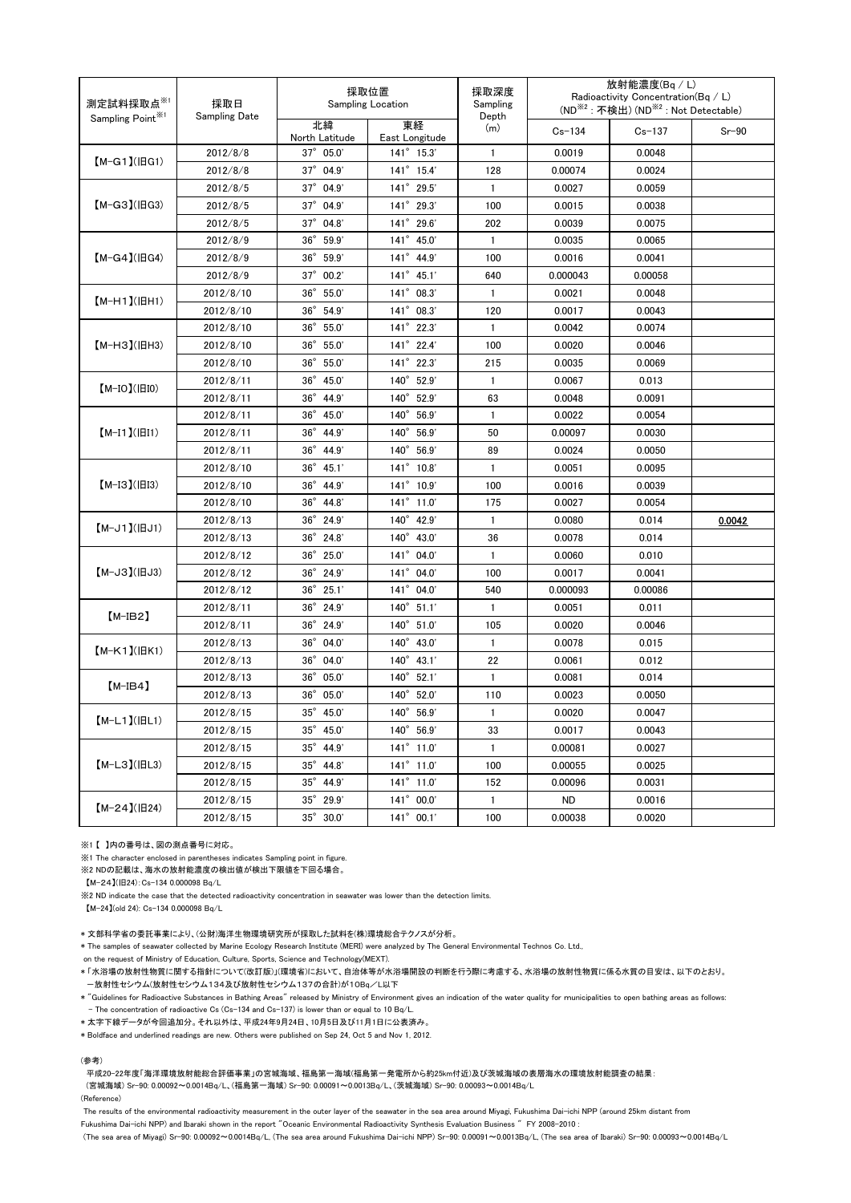| 測定試料採取点※1<br>Sampling Point※1 | 採取日<br>Sampling Date | 採取位置<br>Sampling Location | | 採取深度<br>Sampling Depth<br>(m) | 放射能濃度(Bq / L)<br>Radioactivity Concentration(Bq / L)<br>(ND※2 : 不検出) (ND※2 : Not Detectable) | | |
|---|---|---|---|---|---|---|---|
| | | 北緯<br>North Latitude | 東経<br>East Longitude | | Cs-134 | Cs-137 | Sr-90 |
| 【M-G1】(旧G1) | 2012/8/8 | 37° 05.0' | 141° 15.3' | 1 | 0.0019 | 0.0048 | |
| | 2012/8/8 | 37° 04.9' | 141° 15.4' | 128 | 0.00074 | 0.0024 | |
| 【M-G3】(旧G3) | 2012/8/5 | 37° 04.9' | 141° 29.5' | 1 | 0.0027 | 0.0059 | |
| | 2012/8/5 | 37° 04.9' | 141° 29.3' | 100 | 0.0015 | 0.0038 | |
| | 2012/8/5 | 37° 04.8' | 141° 29.6' | 202 | 0.0039 | 0.0075 | |
| 【M-G4】(旧G4) | 2012/8/9 | 36° 59.9' | 141° 45.0' | 1 | 0.0035 | 0.0065 | |
| | 2012/8/9 | 36° 59.9' | 141° 44.9' | 100 | 0.0016 | 0.0041 | |
| | 2012/8/9 | 37° 00.2' | 141° 45.1' | 640 | 0.000043 | 0.00058 | |
| 【M-H1】(旧H1) | 2012/8/10 | 36° 55.0' | 141° 08.3' | 1 | 0.0021 | 0.0048 | |
| | 2012/8/10 | 36° 54.9' | 141° 08.3' | 120 | 0.0017 | 0.0043 | |
| 【M-H3】(旧H3) | 2012/8/10 | 36° 55.0' | 141° 22.3' | 1 | 0.0042 | 0.0074 | |
| | 2012/8/10 | 36° 55.0' | 141° 22.4' | 100 | 0.0020 | 0.0046 | |
| | 2012/8/10 | 36° 55.0' | 141° 22.3' | 215 | 0.0035 | 0.0069 | |
| 【M-I0】(旧I0) | 2012/8/11 | 36° 45.0' | 140° 52.9' | 1 | 0.0067 | 0.013 | |
| | 2012/8/11 | 36° 44.9' | 140° 52.9' | 63 | 0.0048 | 0.0091 | |
| 【M-I1】(旧I1) | 2012/8/11 | 36° 45.0' | 140° 56.9' | 1 | 0.0022 | 0.0054 | |
| | 2012/8/11 | 36° 44.9' | 140° 56.9' | 50 | 0.00097 | 0.0030 | |
| | 2012/8/11 | 36° 44.9' | 140° 56.9' | 89 | 0.0024 | 0.0050 | |
| 【M-I3】(旧I3) | 2012/8/10 | 36° 45.1' | 141° 10.8' | 1 | 0.0051 | 0.0095 | |
| | 2012/8/10 | 36° 44.9' | 141° 10.9' | 100 | 0.0016 | 0.0039 | |
| | 2012/8/10 | 36° 44.8' | 141° 11.0' | 175 | 0.0027 | 0.0054 | |
| 【M-J1】(旧J1) | 2012/8/13 | 36° 24.9' | 140° 42.9' | 1 | 0.0080 | 0.014 | **0.0042** |
| | 2012/8/13 | 36° 24.8' | 140° 43.0' | 36 | 0.0078 | 0.014 | |
| 【M-J3】(旧J3) | 2012/8/12 | 36° 25.0' | 141° 04.0' | 1 | 0.0060 | 0.010 | |
| | 2012/8/12 | 36° 24.9' | 141° 04.0' | 100 | 0.0017 | 0.0041 | |
| | 2012/8/12 | 36° 25.1' | 141° 04.0' | 540 | 0.000093 | 0.00086 | |
| 【M-IB2】 | 2012/8/11 | 36° 24.9' | 140° 51.1' | 1 | 0.0051 | 0.011 | |
| | 2012/8/11 | 36° 24.9' | 140° 51.0' | 105 | 0.0020 | 0.0046 | |
| 【M-K1】(旧K1) | 2012/8/13 | 36° 04.0' | 140° 43.0' | 1 | 0.0078 | 0.015 | |
| | 2012/8/13 | 36° 04.0' | 140° 43.1' | 22 | 0.0061 | 0.012 | |
| 【M-IB4】 | 2012/8/13 | 36° 05.0' | 140° 52.1' | 1 | 0.0081 | 0.014 | |
| | 2012/8/13 | 36° 05.0' | 140° 52.0' | 110 | 0.0023 | 0.0050 | |
| 【M-L1】(旧L1) | 2012/8/15 | 35° 45.0' | 140° 56.9' | 1 | 0.0020 | 0.0047 | |
| | 2012/8/15 | 35° 45.0' | 140° 56.9' | 33 | 0.0017 | 0.0043 | |
| 【M-L3】(旧L3) | 2012/8/15 | 35° 44.9' | 141° 11.0' | 1 | 0.00081 | 0.0027 | |
| | 2012/8/15 | 35° 44.8' | 141° 11.0' | 100 | 0.00055 | 0.0025 | |
| | 2012/8/15 | 35° 44.9' | 141° 11.0' | 152 | 0.00096 | 0.0031 | |
| 【M-24】(旧24) | 2012/8/15 | 35° 29.9' | 141° 00.0' | 1 | ND | 0.0016 | |
| | 2012/8/15 | 35° 30.0' | 141° 00.1' | 100 | 0.00038 | 0.0020 | |

※1【 】内の番号は、図の測点番号に対応。

※1 The character enclosed in parentheses indicates Sampling point in figure.

※2 NDの記載は、海水の放射能濃度の検出値が検出下限値を下回る場合。

【M-24】(旧24): Cs-134 0.000098 Bq/L

※2 ND indicate the case that the detected radioactivity concentration in seawater was lower than the detection limits.

【M-24】(old 24): Cs-134 0.000098 Bq/L

* 文部科学省の委託事業により、(公財)海洋生物環境研究所が採取した試料を(株)環境総合テクノスが分析。

* The samples of seawater collected by Marine Ecology Research Institute (MERI) were analyzed by The General Environmental Technos Co. Ltd., on the request of Ministry of Education, Culture, Sports, Science and Technology(MEXT).

*「水浴場の放射性物質に関する指針について(改訂版)」(環境省)において、自治体等が水浴場開設の判断を行う際に考慮する、水浴場の放射性物質に係る水質の目安は、以下のとおり。

－放射性セシウム(放射性セシウム134及び放射性セシウム137の合計)が10Bq／L以下

* "Guidelines for Radioactive Substances in Bathing Areas" released by Ministry of Environment gives an indication of the water quality for municipalities to open bathing areas as follows:

- The concentration of radioactive Cs (Cs-134 and Cs-137) is lower than or equal to 10 Bq/L.

* 太字下線データが今回追加分。それ以外は、平成24年9月24日、10月5日及び11月1日に公表済み。

* Boldface and underlined readings are new. Others were published on Sep 24, Oct 5 and Nov 1, 2012.

(参考)

平成20-22年度「海洋環境放射能総合評価事業」の宮城海域、福島第一海域(福島第一発電所から約25km付近)及び茨城海域の表層海水の環境放射能調査の結果:

(宮城海域) Sr-90: 0.00092～0.0014Bq/L、(福島第一海域) Sr-90: 0.00091～0.0013Bq/L、(茨城海域) Sr-90: 0.00093～0.0014Bq/L

(Reference)

The results of the environmental radioactivity measurement in the outer layer of the seawater in the sea area around Miyagi, Fukushima Dai-ichi NPP (around 25km distant from Fukushima Dai-ichi NPP) and Ibaraki shown in the report "Oceanic Environmental Radioactivity Synthesis Evaluation Business " FY 2008-2010 :

(The sea area of Miyagi) Sr-90: 0.00092～0.0014Bq/L, (The sea area around Fukushima Dai-ichi NPP) Sr-90: 0.00091～0.0013Bq/L, (The sea area of Ibaraki) Sr-90: 0.00093～0.0014Bq/L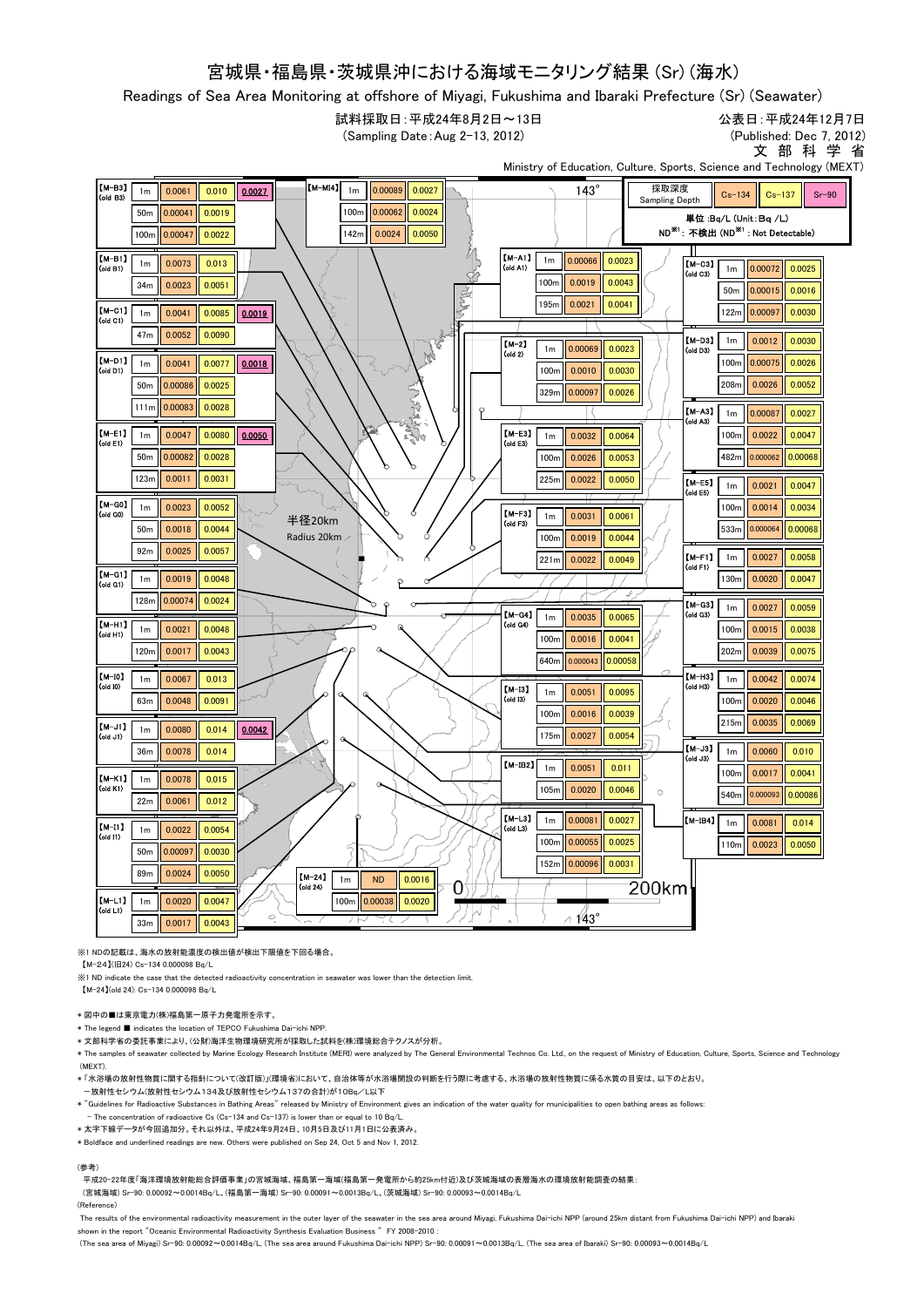# 宮城県・福島県・茨城県沖における海域モニタリング結果（Sr）（海水）

Readings of Sea Area Monitoring at offshore of Miyagi, Fukushima and Ibaraki Prefecture (Sr) (Seawater)

試料採取日：平成24年8月2日～13日
(Sampling Date：Aug 2-13, 2012)

公表日：平成24年12月7日
(Published: Dec 7, 2012)

文部科学省
Ministry of Education, Culture, Sports, Science and Technology (MEXT)

単位：Bq/L (Unit：Bq /L)
ND※1：不検出 (ND※1：Not Detectable)

| 地点 Point | 採取深度 Sampling Depth | Cs-134 | Cs-137 | Sr-90 |
|---|---|---|---|---|
| 【M-B3】(old B3) | 1m | 0.0061 | 0.010 | **0.0027** |
| | 50m | 0.00041 | 0.0019 | |
| | 100m | 0.00047 | 0.0022 | |
| 【M-B1】(old B1) | 1m | 0.0073 | 0.013 | |
| | 34m | 0.0023 | 0.0051 | |
| 【M-C1】(old C1) | 1m | 0.0041 | 0.0085 | **0.0019** |
| | 47m | 0.0052 | 0.0090 | |
| 【M-D1】(old D1) | 1m | 0.0041 | 0.0077 | **0.0018** |
| | 50m | 0.00086 | 0.0025 | |
| | 111m | 0.00083 | 0.0028 | |
| 【M-E1】(old E1) | 1m | 0.0047 | 0.0080 | **0.0050** |
| | 50m | 0.00082 | 0.0028 | |
| | 123m | 0.0011 | 0.0031 | |
| 【M-G0】(old G0) | 1m | 0.0023 | 0.0052 | |
| | 50m | 0.0018 | 0.0044 | |
| | 92m | 0.0025 | 0.0057 | |
| 【M-G1】(old G1) | 1m | 0.0019 | 0.0048 | |
| | 128m | 0.00074 | 0.0024 | |
| 【M-H1】(old H1) | 1m | 0.0021 | 0.0048 | |
| | 120m | 0.0017 | 0.0043 | |
| 【M-I0】(old I0) | 1m | 0.0067 | 0.013 | |
| | 63m | 0.0048 | 0.0091 | |
| 【M-J1】(old J1) | 1m | 0.0080 | 0.014 | **0.0042** |
| | 36m | 0.0078 | 0.014 | |
| 【M-K1】(old K1) | 1m | 0.0078 | 0.015 | |
| | 22m | 0.0061 | 0.012 | |
| 【M-I1】(old I1) | 1m | 0.0022 | 0.0054 | |
| | 50m | 0.00097 | 0.0030 | |
| | 89m | 0.0024 | 0.0050 | |
| 【M-L1】(old L1) | 1m | 0.0020 | 0.0047 | |
| | 33m | 0.0017 | 0.0043 | |
| 【M-MI4】 | 1m | 0.00089 | 0.0027 | |
| | 100m | 0.00062 | 0.0024 | |
| | 142m | 0.0024 | 0.0050 | |
| 【M-A1】(old A1) | 1m | 0.00066 | 0.0023 | |
| | 100m | 0.0019 | 0.0043 | |
| | 195m | 0.0021 | 0.0041 | |
| 【M-2】(old 2) | 1m | 0.00069 | 0.0023 | |
| | 100m | 0.0010 | 0.0030 | |
| | 329m | 0.00097 | 0.0026 | |
| 【M-E3】(old E3) | 1m | 0.0032 | 0.0064 | |
| | 100m | 0.0026 | 0.0053 | |
| | 225m | 0.0022 | 0.0050 | |
| 【M-F3】(old F3) | 1m | 0.0031 | 0.0061 | |
| | 100m | 0.0019 | 0.0044 | |
| | 221m | 0.0022 | 0.0049 | |
| 【M-G4】(old G4) | 1m | 0.0035 | 0.0065 | |
| | 100m | 0.0016 | 0.0041 | |
| | 640m | 0.000043 | 0.00058 | |
| 【M-I3】(old I3) | 1m | 0.0051 | 0.0095 | |
| | 100m | 0.0016 | 0.0039 | |
| | 175m | 0.0027 | 0.0054 | |
| 【M-IB2】 | 1m | 0.0051 | 0.011 | |
| | 105m | 0.0020 | 0.0046 | |
| 【M-L3】(old L3) | 1m | 0.00081 | 0.0027 | |
| | 100m | 0.00055 | 0.0025 | |
| | 152m | 0.00096 | 0.0031 | |
| 【M-24】(old 24) | 1m | ND | 0.0016 | |
| | 100m | 0.00038 | 0.0020 | |
| 【M-C3】(old C3) | 1m | 0.00072 | 0.0025 | |
| | 50m | 0.00015 | 0.0016 | |
| | 122m | 0.00097 | 0.0030 | |
| 【M-D3】(old D3) | 1m | 0.0012 | 0.0030 | |
| | 100m | 0.00075 | 0.0026 | |
| | 208m | 0.0026 | 0.0052 | |
| 【M-A3】(old A3) | 1m | 0.00087 | 0.0027 | |
| | 100m | 0.0022 | 0.0047 | |
| | 482m | 0.000062 | 0.00068 | |
| 【M-E5】(old E5) | 1m | 0.0021 | 0.0047 | |
| | 100m | 0.0014 | 0.0034 | |
| | 533m | 0.000064 | 0.00068 | |
| 【M-F1】(old F1) | 1m | 0.0027 | 0.0058 | |
| | 130m | 0.0020 | 0.0047 | |
| 【M-G3】(old G3) | 1m | 0.0027 | 0.0059 | |
| | 100m | 0.0015 | 0.0038 | |
| | 202m | 0.0039 | 0.0075 | |
| 【M-H3】(old H3) | 1m | 0.0042 | 0.0074 | |
| | 100m | 0.0020 | 0.0046 | |
| | 215m | 0.0035 | 0.0069 | |
| 【M-J3】(old J3) | 1m | 0.0060 | 0.010 | |
| | 100m | 0.0017 | 0.0041 | |
| | 540m | 0.000093 | 0.00086 | |
| 【M-IB4】 | 1m | 0.0081 | 0.014 | |
| | 110m | 0.0023 | 0.0050 | |

143°

半径20km
Radius 20km

0 200km

※1 NDの記載は、海水の放射能濃度の検出値が検出下限値を下回る場合。
【M-24】(旧24) Cs-134 0.000098 Bq/L

※1 ND indicate the case that the detected radioactivity concentration in seawater was lower than the detection limit.
【M-24】(old 24): Cs-134 0.000098 Bq/L

＊図中の■は東京電力(株)福島第一原子力発電所を示す。
＊ The legend ■ indicates the location of TEPCO Fukushima Dai-ichi NPP.
＊文部科学省の委託事業により、(公財)海洋生物環境研究所が採取した試料を(株)環境総合テクノスが分析。
＊ The samples of seawater collected by Marine Ecology Research Institute (MERI) were analyzed by The General Environmental Technos Co. Ltd., on the request of Ministry of Education, Culture, Sports, Science and Technology (MEXT).
＊「水浴場の放射性物質に関する指針について(改訂版)」(環境省)において、自治体等が水浴場開設の判断を行う際に考慮する、水浴場の放射性物質に係る水質の目安は、以下のとおり。
－放射性セシウム(放射性セシウム134及び放射性セシウム137の合計)が10Bq／L以下
＊ "Guidelines for Radioactive Substances in Bathing Areas" released by Ministry of Environment gives an indication of the water quality for municipalities to open bathing areas as follows:
－ The concentration of radioactive Cs (Cs-134 and Cs-137) is lower than or equal to 10 Bq/L.
＊太字下線データが今回追加分。それ以外は、平成24年9月24日、10月5日及び11月1日に公表済み。
＊ Boldface and underlined readings are new. Others were published on Sep 24, Oct 5 and Nov 1, 2012.

(参考)
平成20-22年度「海洋環境放射能総合評価事業」の宮城海域、福島第一海域(福島第一発電所から約25km付近)及び茨城海域の表層海水の環境放射能調査の結果：
(宮城海域) Sr-90: 0.00092～0.0014Bq/L、(福島第一海域) Sr-90: 0.00091～0.0013Bq/L、(茨城海域) Sr-90: 0.00093～0.0014Bq/L
(Reference)
The results of the environmental radioactivity measurement in the outer layer of the seawater in the sea area around Miyagi, Fukushima Dai-ichi NPP (around 25km distant from Fukushima Dai-ichi NPP) and Ibaraki shown in the report "Oceanic Environmental Radioactivity Synthesis Evaluation Business" FY 2008-2010 :
(The sea area of Miyagi) Sr-90: 0.00092～0.0014Bq/L, (The sea area around Fukushima Dai-ichi NPP) Sr-90: 0.00091～0.0013Bq/L, (The sea area of Ibaraki) Sr-90: 0.00093～0.0014Bq/L